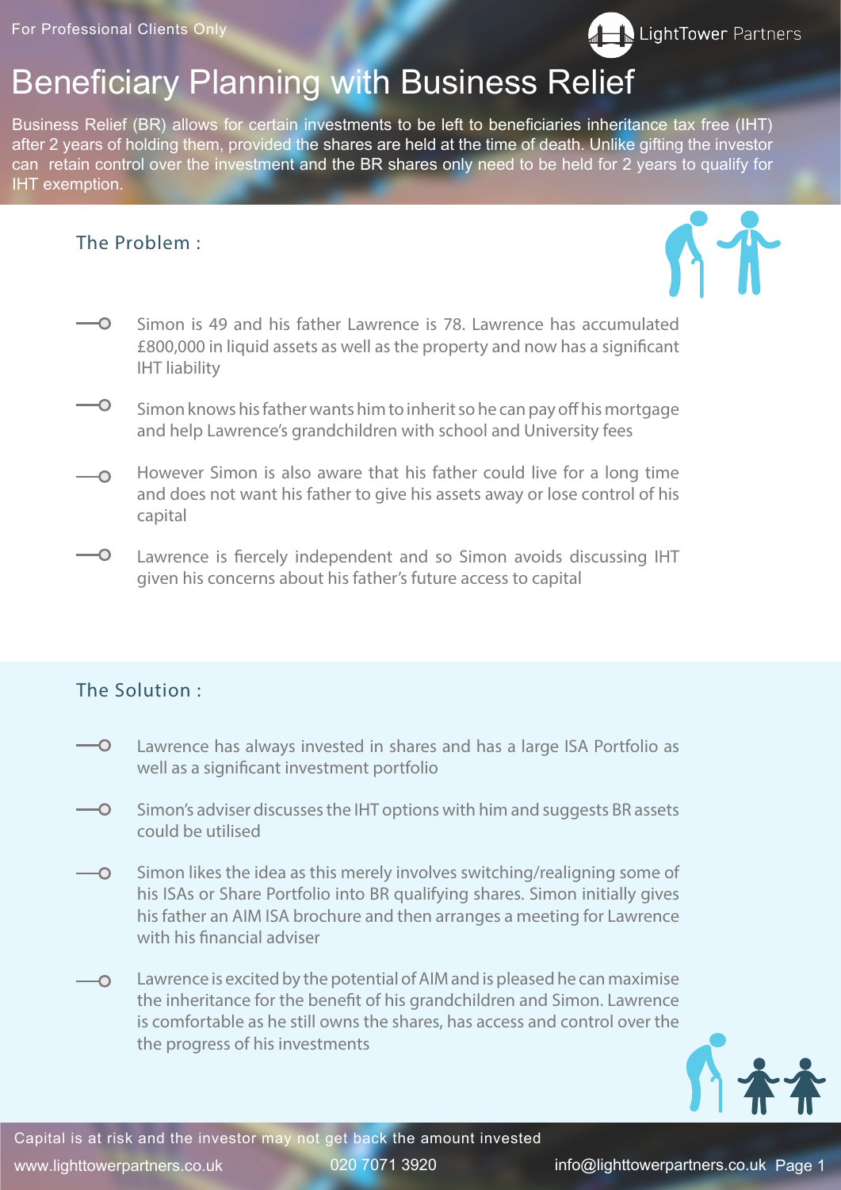For Professional Clients Only

LightTower Partners

# Beneficiary Planning with Business Relief

Business Relief (BR) allows for certain investments to be left to beneficiaries inheritance tax free (IHT) after 2 years of holding them, provided the shares are held at the time of death. Unlike gifting the investor can retain control over the investment and the BR shares only need to be held for 2 years to qualify for IHT exemption.

## The Problem :

- Simon is 49 and his father Lawrence is 78. Lawrence has accumulated £800,000 in liquid assets as well as the property and now has a significant IHT liability
- Simon knows his father wants him to inherit so he can pay off his mortgage and help Lawrence's grandchildren with school and University fees
- However Simon is also aware that his father could live for a long time and does not want his father to give his assets away or lose control of his capital
- Lawrence is fiercely independent and so Simon avoids discussing IHT given his concerns about his father's future access to capital

## The Solution :

- Lawrence has always invested in shares and has a large ISA Portfolio as well as a significant investment portfolio
- Simon's adviser discusses the IHT options with him and suggests BR assets could be utilised
- Simon likes the idea as this merely involves switching/realigning some of his ISAs or Share Portfolio into BR qualifying shares. Simon initially gives his father an AIM ISA brochure and then arranges a meeting for Lawrence with his financial adviser
- Lawrence is excited by the potential of AIM and is pleased he can maximise the inheritance for the benefit of his grandchildren and Simon. Lawrence is comfortable as he still owns the shares, has access and control over the the progress of his investments

Capital is at risk and the investor may not get back the amount invested

www.lighttowerpartners.co.uk 020 7071 3920 info@lighttowerpartners.co.uk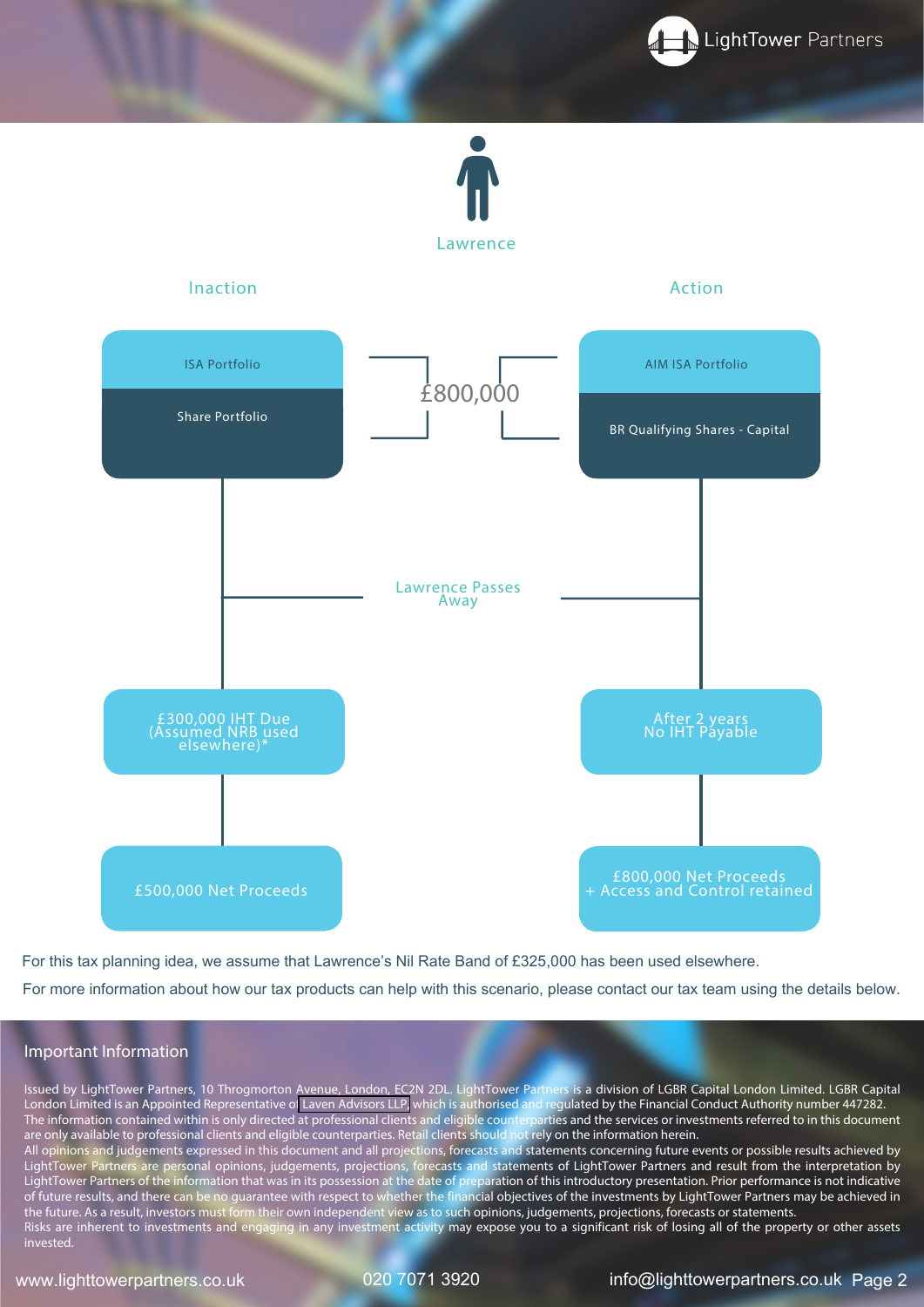Lawrence

Inaction

Action

ISA Portfolio

Share Portfolio

£800,000

AIM ISA Portfolio

BR Qualifying Shares - Capital

Lawrence Passes Away

£300,000 IHT Due (Assumed NRB used elsewhere)*

After 2 years No IHT Payable

£500,000 Net Proceeds

£800,000 Net Proceeds + Access and Control retained

For this tax planning idea, we assume that Lawrence's Nil Rate Band of £325,000 has been used elsewhere.

For more information about how our tax products can help with this scenario, please contact our tax team using the details below.

## Important Information

Issued by LightTower Partners, 10 Throgmorton Avenue, London, EC2N 2DL. LightTower Partners is a division of LGBR Capital London Limited. LGBR Capital London Limited is an Appointed Representative of Laven Advisors LLP, which is authorised and regulated by the Financial Conduct Authority number 447282. The information contained within is only directed at professional clients and eligible counterparties and the services or investments referred to in this document are only available to professional clients and eligible counterparties. Retail clients should not rely on the information herein.

All opinions and judgements expressed in this document and all projections, forecasts and statements concerning future events or possible results achieved by LightTower Partners are personal opinions, judgements, projections, forecasts and statements of LightTower Partners and result from the interpretation by LightTower Partners of the information that was in its possession at the date of preparation of this introductory presentation. Prior performance is not indicative of future results, and there can be no guarantee with respect to whether the financial objectives of the investments by LightTower Partners may be achieved in the future. As a result, investors must form their own independent view as to such opinions, judgements, projections, forecasts or statements.

Risks are inherent to investments and engaging in any investment activity may expose you to a significant risk of losing all of the property or other assets invested.

www.lighttowerpartners.co.uk   020 7071 3920   info@lighttowerpartners.co.uk